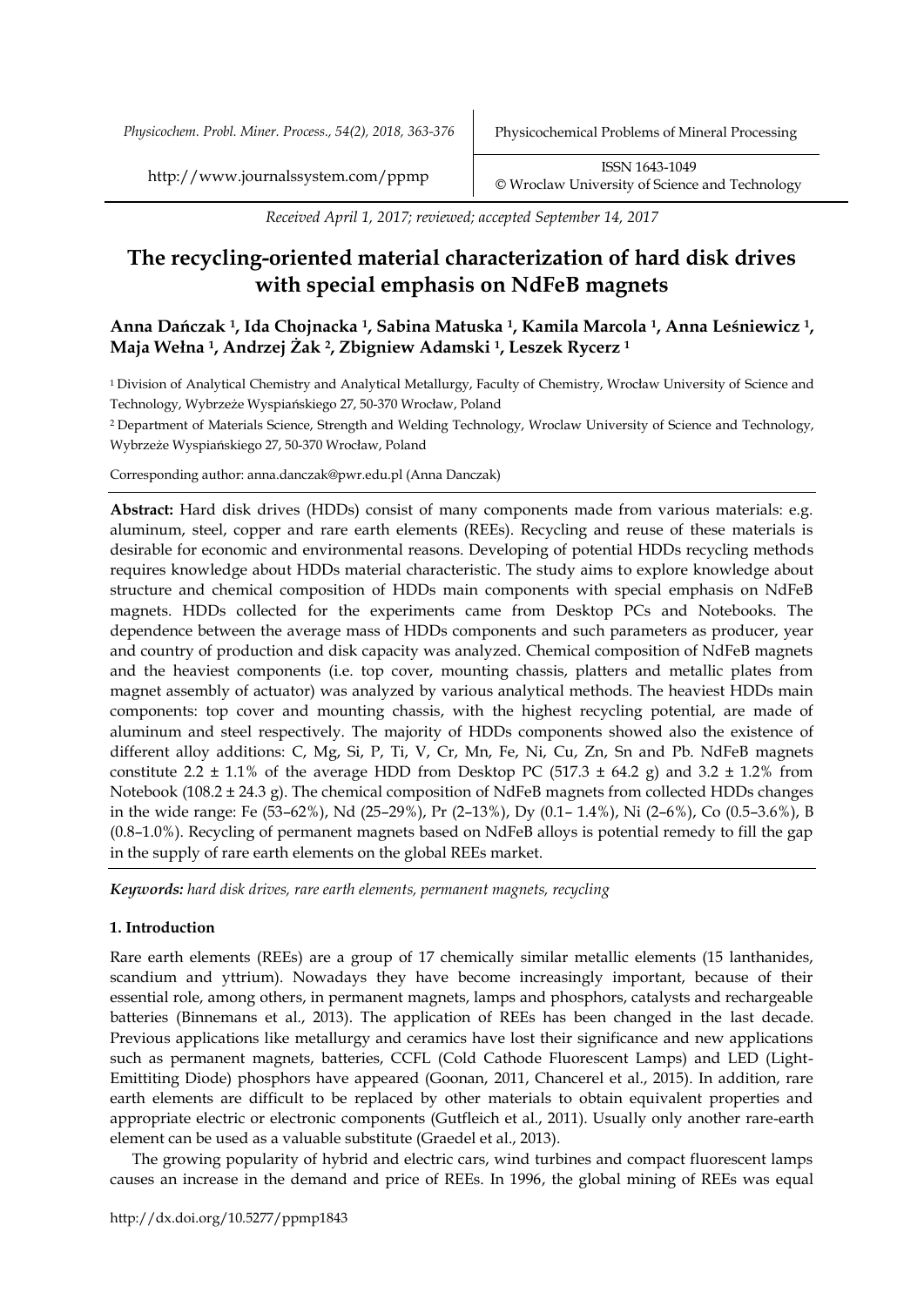Received April 1, 2017; reviewed; accepted September 14, 2017

# The recycling-oriented material characterization of hard disk drives with special emphasis on NdFeB magnets

**Anna Dańczak [1], Ida Chojnacka [1], Sabina Matuska [1], Kamila Marcola [1], Anna Leśniewicz [1], Maja Wełna [1], Andrzej Żak [2], Zbigniew Adamski [1], Leszek Rycerz [1]**

[1] Division of Analytical Chemistry and Analytical Metallurgy, Faculty of Chemistry, Wrocław University of Science and Technology, Wybrzeże Wyspiańskiego 27, 50-370 Wrocław, Poland

[2] Department of Materials Science, Strength and Welding Technology, Wroclaw University of Science and Technology, Wybrzeże Wyspiańskiego 27, 50-370 Wrocław, Poland

Corresponding author: anna.danczak@pwr.edu.pl (Anna Danczak)

**Abstract:** Hard disk drives (HDDs) consist of many components made from various materials: e.g. aluminum, steel, copper and rare earth elements (REEs). Recycling and reuse of these materials is desirable for economic and environmental reasons. Developing of potential HDDs recycling methods requires knowledge about HDDs material characteristic. The study aims to explore knowledge about structure and chemical composition of HDDs main components with special emphasis on NdFeB magnets. HDDs collected for the experiments came from Desktop PCs and Notebooks. The dependence between the average mass of HDDs components and such parameters as producer, year and country of production and disk capacity was analyzed. Chemical composition of NdFeB magnets and the heaviest components (i.e. top cover, mounting chassis, platters and metallic plates from magnet assembly of actuator) was analyzed by various analytical methods. The heaviest HDDs main components: top cover and mounting chassis, with the highest recycling potential, are made of aluminum and steel respectively. The majority of HDDs components showed also the existence of different alloy additions: C, Mg, Si, P, Ti, V, Cr, Mn, Fe, Ni, Cu, Zn, Sn and Pb. NdFeB magnets constitute $2.2 \pm 1.1\%$ of the average HDD from Desktop PC ($517.3 \pm 64.2$ g) and $3.2 \pm 1.2\%$ from Notebook ($108.2 \pm 24.3$ g). The chemical composition of NdFeB magnets from collected HDDs changes in the wide range: Fe (53–62%), Nd (25–29%), Pr (2–13%), Dy (0.1– 1.4%), Ni (2–6%), Co (0.5–3.6%), B (0.8–1.0%). Recycling of permanent magnets based on NdFeB alloys is potential remedy to fill the gap in the supply of rare earth elements on the global REEs market.

*Keywords: hard disk drives, rare earth elements, permanent magnets, recycling*

## 1. Introduction

Rare earth elements (REEs) are a group of 17 chemically similar metallic elements (15 lanthanides, scandium and yttrium). Nowadays they have become increasingly important, because of their essential role, among others, in permanent magnets, lamps and phosphors, catalysts and rechargeable batteries (Binnemans et al., 2013). The application of REEs has been changed in the last decade. Previous applications like metallurgy and ceramics have lost their significance and new applications such as permanent magnets, batteries, CCFL (Cold Cathode Fluorescent Lamps) and LED (Light-Emittiting Diode) phosphors have appeared (Goonan, 2011, Chancerel et al., 2015). In addition, rare earth elements are difficult to be replaced by other materials to obtain equivalent properties and appropriate electric or electronic components (Gutfleich et al., 2011). Usually only another rare-earth element can be used as a valuable substitute (Graedel et al., 2013).

The growing popularity of hybrid and electric cars, wind turbines and compact fluorescent lamps causes an increase in the demand and price of REEs. In 1996, the global mining of REEs was equal

http://dx.doi.org/10.5277/ppmp1843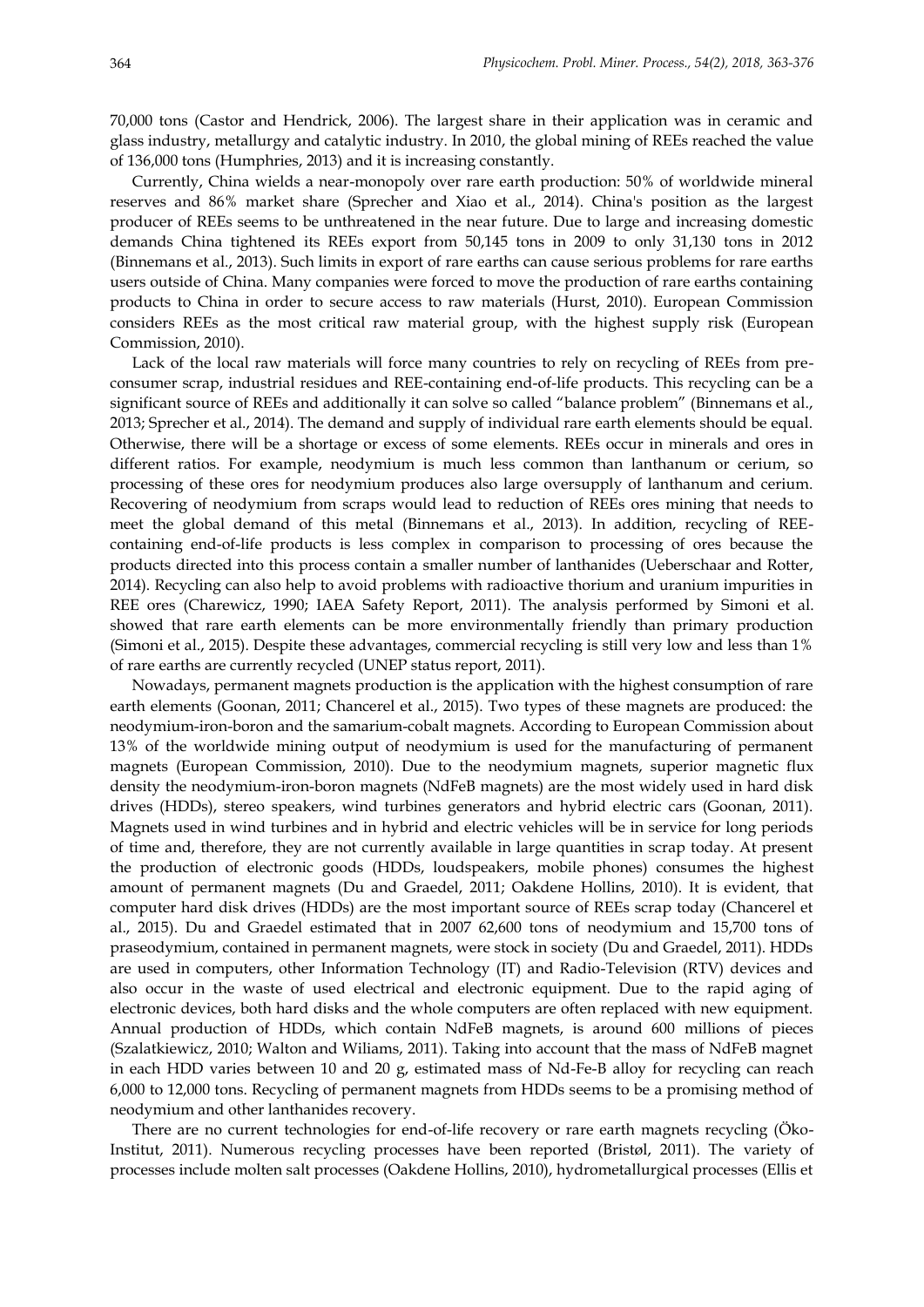70,000 tons (Castor and Hendrick, 2006). The largest share in their application was in ceramic and glass industry, metallurgy and catalytic industry. In 2010, the global mining of REEs reached the value of 136,000 tons (Humphries, 2013) and it is increasing constantly.

Currently, China wields a near-monopoly over rare earth production: 50% of worldwide mineral reserves and 86% market share (Sprecher and Xiao et al., 2014). China's position as the largest producer of REEs seems to be unthreatened in the near future. Due to large and increasing domestic demands China tightened its REEs export from 50,145 tons in 2009 to only 31,130 tons in 2012 (Binnemans et al., 2013). Such limits in export of rare earths can cause serious problems for rare earths users outside of China. Many companies were forced to move the production of rare earths containing products to China in order to secure access to raw materials (Hurst, 2010). European Commission considers REEs as the most critical raw material group, with the highest supply risk (European Commission, 2010).

Lack of the local raw materials will force many countries to rely on recycling of REEs from pre-consumer scrap, industrial residues and REE-containing end-of-life products. This recycling can be a significant source of REEs and additionally it can solve so called "balance problem" (Binnemans et al., 2013; Sprecher et al., 2014). The demand and supply of individual rare earth elements should be equal. Otherwise, there will be a shortage or excess of some elements. REEs occur in minerals and ores in different ratios. For example, neodymium is much less common than lanthanum or cerium, so processing of these ores for neodymium produces also large oversupply of lanthanum and cerium. Recovering of neodymium from scraps would lead to reduction of REEs ores mining that needs to meet the global demand of this metal (Binnemans et al., 2013). In addition, recycling of REE-containing end-of-life products is less complex in comparison to processing of ores because the products directed into this process contain a smaller number of lanthanides (Ueberschaar and Rotter, 2014). Recycling can also help to avoid problems with radioactive thorium and uranium impurities in REE ores (Charewicz, 1990; IAEA Safety Report, 2011). The analysis performed by Simoni et al. showed that rare earth elements can be more environmentally friendly than primary production (Simoni et al., 2015). Despite these advantages, commercial recycling is still very low and less than 1% of rare earths are currently recycled (UNEP status report, 2011).

Nowadays, permanent magnets production is the application with the highest consumption of rare earth elements (Goonan, 2011; Chancerel et al., 2015). Two types of these magnets are produced: the neodymium-iron-boron and the samarium-cobalt magnets. According to European Commission about 13% of the worldwide mining output of neodymium is used for the manufacturing of permanent magnets (European Commission, 2010). Due to the neodymium magnets, superior magnetic flux density the neodymium-iron-boron magnets (NdFeB magnets) are the most widely used in hard disk drives (HDDs), stereo speakers, wind turbines generators and hybrid electric cars (Goonan, 2011). Magnets used in wind turbines and in hybrid and electric vehicles will be in service for long periods of time and, therefore, they are not currently available in large quantities in scrap today. At present the production of electronic goods (HDDs, loudspeakers, mobile phones) consumes the highest amount of permanent magnets (Du and Graedel, 2011; Oakdene Hollins, 2010). It is evident, that computer hard disk drives (HDDs) are the most important source of REEs scrap today (Chancerel et al., 2015). Du and Graedel estimated that in 2007 62,600 tons of neodymium and 15,700 tons of praseodymium, contained in permanent magnets, were stock in society (Du and Graedel, 2011). HDDs are used in computers, other Information Technology (IT) and Radio-Television (RTV) devices and also occur in the waste of used electrical and electronic equipment. Due to the rapid aging of electronic devices, both hard disks and the whole computers are often replaced with new equipment. Annual production of HDDs, which contain NdFeB magnets, is around 600 millions of pieces (Szalatkiewicz, 2010; Walton and Wiliams, 2011). Taking into account that the mass of NdFeB magnet in each HDD varies between 10 and 20 g, estimated mass of Nd-Fe-B alloy for recycling can reach 6,000 to 12,000 tons. Recycling of permanent magnets from HDDs seems to be a promising method of neodymium and other lanthanides recovery.

There are no current technologies for end-of-life recovery or rare earth magnets recycling (Öko-Institut, 2011). Numerous recycling processes have been reported (Bristøl, 2011). The variety of processes include molten salt processes (Oakdene Hollins, 2010), hydrometallurgical processes (Ellis et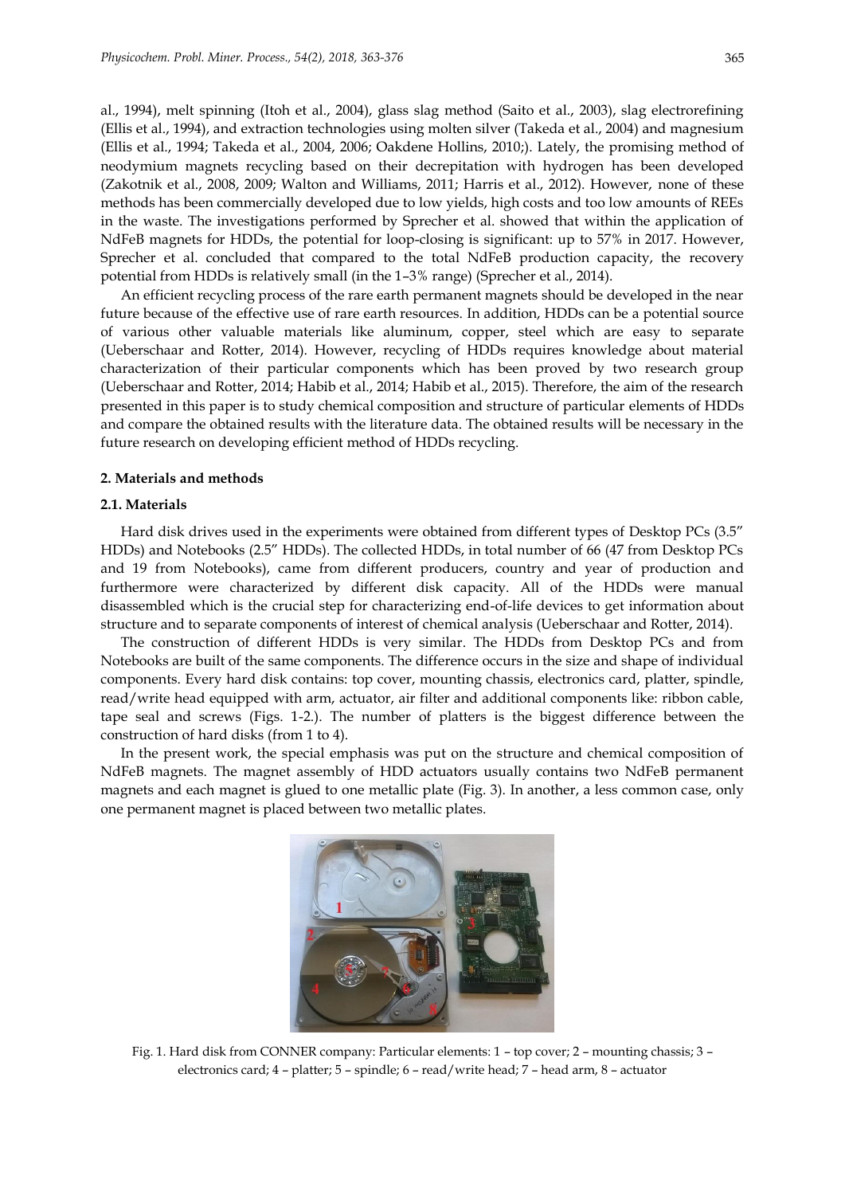al., 1994), melt spinning (Itoh et al., 2004), glass slag method (Saito et al., 2003), slag electrorefining (Ellis et al., 1994), and extraction technologies using molten silver (Takeda et al., 2004) and magnesium (Ellis et al., 1994; Takeda et al., 2004, 2006; Oakdene Hollins, 2010;). Lately, the promising method of neodymium magnets recycling based on their decrepitation with hydrogen has been developed (Zakotnik et al., 2008, 2009; Walton and Williams, 2011; Harris et al., 2012). However, none of these methods has been commercially developed due to low yields, high costs and too low amounts of REEs in the waste. The investigations performed by Sprecher et al. showed that within the application of NdFeB magnets for HDDs, the potential for loop-closing is significant: up to 57% in 2017. However, Sprecher et al. concluded that compared to the total NdFeB production capacity, the recovery potential from HDDs is relatively small (in the 1–3% range) (Sprecher et al., 2014).

An efficient recycling process of the rare earth permanent magnets should be developed in the near future because of the effective use of rare earth resources. In addition, HDDs can be a potential source of various other valuable materials like aluminum, copper, steel which are easy to separate (Ueberschaar and Rotter, 2014). However, recycling of HDDs requires knowledge about material characterization of their particular components which has been proved by two research group (Ueberschaar and Rotter, 2014; Habib et al., 2014; Habib et al., 2015). Therefore, the aim of the research presented in this paper is to study chemical composition and structure of particular elements of HDDs and compare the obtained results with the literature data. The obtained results will be necessary in the future research on developing efficient method of HDDs recycling.

## 2. Materials and methods

### 2.1. Materials

Hard disk drives used in the experiments were obtained from different types of Desktop PCs (3.5" HDDs) and Notebooks (2.5" HDDs). The collected HDDs, in total number of 66 (47 from Desktop PCs and 19 from Notebooks), came from different producers, country and year of production and furthermore were characterized by different disk capacity. All of the HDDs were manual disassembled which is the crucial step for characterizing end-of-life devices to get information about structure and to separate components of interest of chemical analysis (Ueberschaar and Rotter, 2014).

The construction of different HDDs is very similar. The HDDs from Desktop PCs and from Notebooks are built of the same components. The difference occurs in the size and shape of individual components. Every hard disk contains: top cover, mounting chassis, electronics card, platter, spindle, read/write head equipped with arm, actuator, air filter and additional components like: ribbon cable, tape seal and screws (Figs. 1-2.). The number of platters is the biggest difference between the construction of hard disks (from 1 to 4).

In the present work, the special emphasis was put on the structure and chemical composition of NdFeB magnets. The magnet assembly of HDD actuators usually contains two NdFeB permanent magnets and each magnet is glued to one metallic plate (Fig. 3). In another, a less common case, only one permanent magnet is placed between two metallic plates.

Fig. 1. Hard disk from CONNER company: Particular elements: 1 – top cover; 2 – mounting chassis; 3 – electronics card; 4 – platter; 5 – spindle; 6 – read/write head; 7 – head arm, 8 – actuator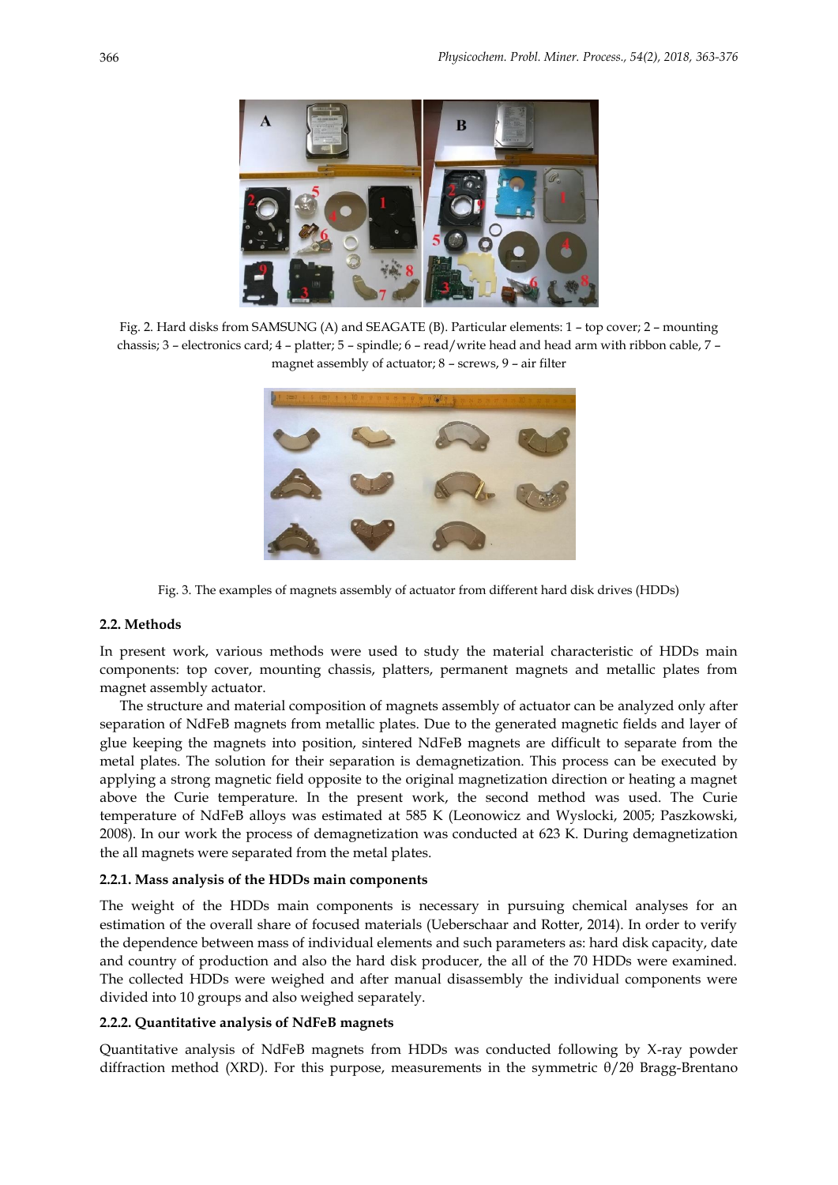Fig. 2. Hard disks from SAMSUNG (A) and SEAGATE (B). Particular elements: 1 – top cover; 2 – mounting chassis; 3 – electronics card; 4 – platter; 5 – spindle; 6 – read/write head and head arm with ribbon cable, 7 – magnet assembly of actuator; 8 – screws, 9 – air filter

Fig. 3. The examples of magnets assembly of actuator from different hard disk drives (HDDs)

### 2.2. Methods

In present work, various methods were used to study the material characteristic of HDDs main components: top cover, mounting chassis, platters, permanent magnets and metallic plates from magnet assembly actuator.

The structure and material composition of magnets assembly of actuator can be analyzed only after separation of NdFeB magnets from metallic plates. Due to the generated magnetic fields and layer of glue keeping the magnets into position, sintered NdFeB magnets are difficult to separate from the metal plates. The solution for their separation is demagnetization. This process can be executed by applying a strong magnetic field opposite to the original magnetization direction or heating a magnet above the Curie temperature. In the present work, the second method was used. The Curie temperature of NdFeB alloys was estimated at 585 K (Leonowicz and Wyslocki, 2005; Paszkowski, 2008). In our work the process of demagnetization was conducted at 623 K. During demagnetization the all magnets were separated from the metal plates.

#### 2.2.1. Mass analysis of the HDDs main components

The weight of the HDDs main components is necessary in pursuing chemical analyses for an estimation of the overall share of focused materials (Ueberschaar and Rotter, 2014). In order to verify the dependence between mass of individual elements and such parameters as: hard disk capacity, date and country of production and also the hard disk producer, the all of the 70 HDDs were examined. The collected HDDs were weighed and after manual disassembly the individual components were divided into 10 groups and also weighed separately.

#### 2.2.2. Quantitative analysis of NdFeB magnets

Quantitative analysis of NdFeB magnets from HDDs was conducted following by X-ray powder diffraction method (XRD). For this purpose, measurements in the symmetric $\theta/2\theta$ Bragg-Brentano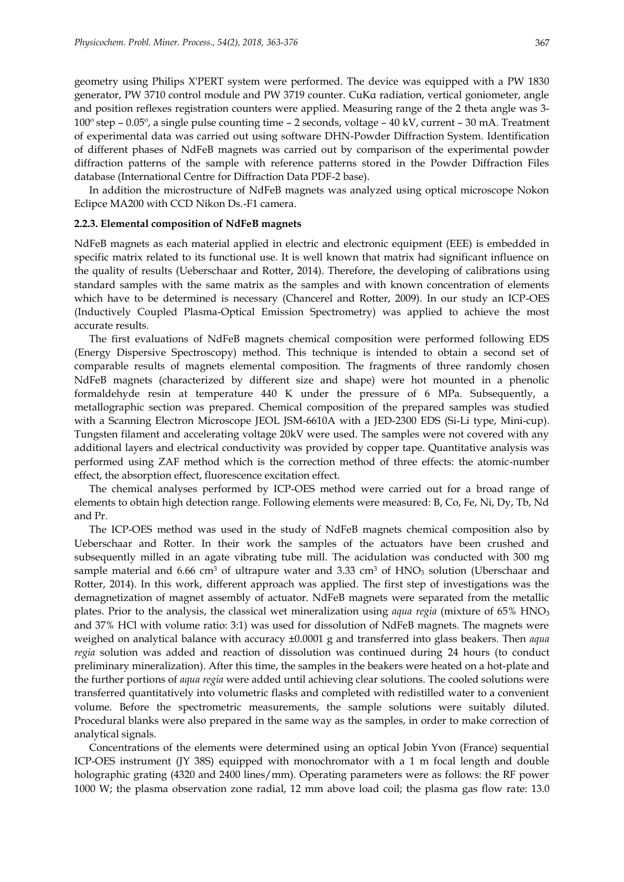geometry using Philips X'PERT system were performed. The device was equipped with a PW 1830 generator, PW 3710 control module and PW 3719 counter. CuKα radiation, vertical goniometer, angle and position reflexes registration counters were applied. Measuring range of the 2 theta angle was 3-100° step – 0.05°, a single pulse counting time – 2 seconds, voltage – 40 kV, current – 30 mA. Treatment of experimental data was carried out using software DHN-Powder Diffraction System. Identification of different phases of NdFeB magnets was carried out by comparison of the experimental powder diffraction patterns of the sample with reference patterns stored in the Powder Diffraction Files database (International Centre for Diffraction Data PDF-2 base).

In addition the microstructure of NdFeB magnets was analyzed using optical microscope Nokon Eclipce MA200 with CCD Nikon Ds.-F1 camera.

### 2.2.3. Elemental composition of NdFeB magnets

NdFeB magnets as each material applied in electric and electronic equipment (EEE) is embedded in specific matrix related to its functional use. It is well known that matrix had significant influence on the quality of results (Ueberschaar and Rotter, 2014). Therefore, the developing of calibrations using standard samples with the same matrix as the samples and with known concentration of elements which have to be determined is necessary (Chancerel and Rotter, 2009). In our study an ICP-OES (Inductively Coupled Plasma-Optical Emission Spectrometry) was applied to achieve the most accurate results.

The first evaluations of NdFeB magnets chemical composition were performed following EDS (Energy Dispersive Spectroscopy) method. This technique is intended to obtain a second set of comparable results of magnets elemental composition. The fragments of three randomly chosen NdFeB magnets (characterized by different size and shape) were hot mounted in a phenolic formaldehyde resin at temperature 440 K under the pressure of 6 MPa. Subsequently, a metallographic section was prepared. Chemical composition of the prepared samples was studied with a Scanning Electron Microscope JEOL JSM-6610A with a JED-2300 EDS (Si-Li type, Mini-cup). Tungsten filament and accelerating voltage 20kV were used. The samples were not covered with any additional layers and electrical conductivity was provided by copper tape. Quantitative analysis was performed using ZAF method which is the correction method of three effects: the atomic-number effect, the absorption effect, fluorescence excitation effect.

The chemical analyses performed by ICP-OES method were carried out for a broad range of elements to obtain high detection range. Following elements were measured: B, Co, Fe, Ni, Dy, Tb, Nd and Pr.

The ICP-OES method was used in the study of NdFeB magnets chemical composition also by Ueberschaar and Rotter. In their work the samples of the actuators have been crushed and subsequently milled in an agate vibrating tube mill. The acidulation was conducted with 300 mg sample material and 6.66 $cm^3$ of ultrapure water and 3.33 $cm^3$ of $HNO_3$ solution (Uberschaar and Rotter, 2014). In this work, different approach was applied. The first step of investigations was the demagnetization of magnet assembly of actuator. NdFeB magnets were separated from the metallic plates. Prior to the analysis, the classical wet mineralization using *aqua regia* (mixture of 65% $HNO_3$ and 37% HCl with volume ratio: 3:1) was used for dissolution of NdFeB magnets. The magnets were weighed on analytical balance with accuracy ±0.0001 g and transferred into glass beakers. Then *aqua regia* solution was added and reaction of dissolution was continued during 24 hours (to conduct preliminary mineralization). After this time, the samples in the beakers were heated on a hot-plate and the further portions of *aqua regia* were added until achieving clear solutions. The cooled solutions were transferred quantitatively into volumetric flasks and completed with redistilled water to a convenient volume. Before the spectrometric measurements, the sample solutions were suitably diluted. Procedural blanks were also prepared in the same way as the samples, in order to make correction of analytical signals.

Concentrations of the elements were determined using an optical Jobin Yvon (France) sequential ICP-OES instrument (JY 38S) equipped with monochromator with a 1 m focal length and double holographic grating (4320 and 2400 lines/mm). Operating parameters were as follows: the RF power 1000 W; the plasma observation zone radial, 12 mm above load coil; the plasma gas flow rate: 13.0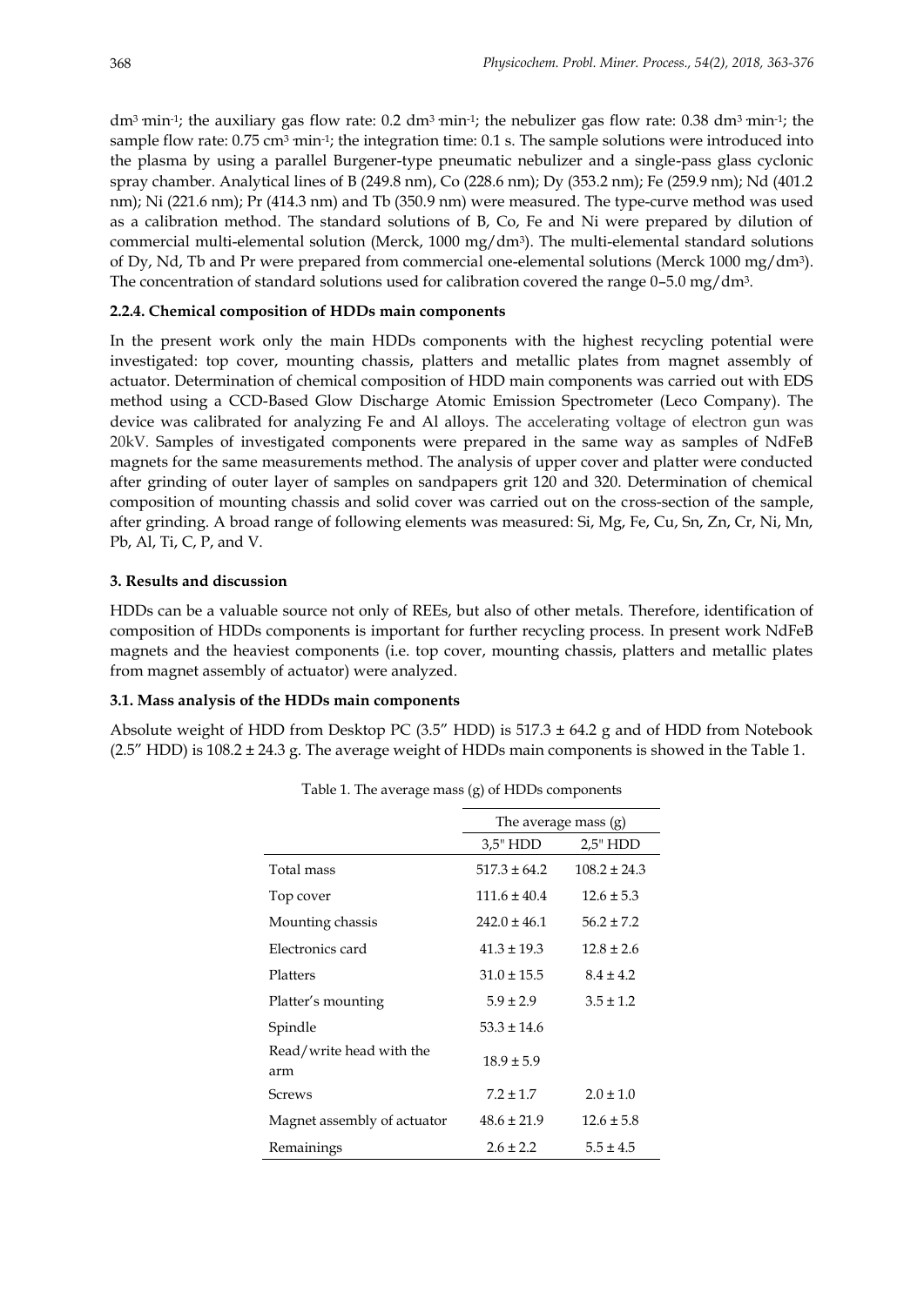$dm^3 \cdot min^{-1}$; the auxiliary gas flow rate: 0.2 $dm^3 \cdot min^{-1}$; the nebulizer gas flow rate: 0.38 $dm^3 \cdot min^{-1}$; the sample flow rate: 0.75 $cm^3 \cdot min^{-1}$; the integration time: 0.1 s. The sample solutions were introduced into the plasma by using a parallel Burgener-type pneumatic nebulizer and a single-pass glass cyclonic spray chamber. Analytical lines of B (249.8 nm), Co (228.6 nm); Dy (353.2 nm); Fe (259.9 nm); Nd (401.2 nm); Ni (221.6 nm); Pr (414.3 nm) and Tb (350.9 nm) were measured. The type-curve method was used as a calibration method. The standard solutions of B, Co, Fe and Ni were prepared by dilution of commercial multi-elemental solution (Merck, 1000 $mg/dm^3$). The multi-elemental standard solutions of Dy, Nd, Tb and Pr were prepared from commercial one-elemental solutions (Merck 1000 $mg/dm^3$). The concentration of standard solutions used for calibration covered the range 0–5.0 $mg/dm^3$.

#### 2.2.4. Chemical composition of HDDs main components

In the present work only the main HDDs components with the highest recycling potential were investigated: top cover, mounting chassis, platters and metallic plates from magnet assembly of actuator. Determination of chemical composition of HDD main components was carried out with EDS method using a CCD-Based Glow Discharge Atomic Emission Spectrometer (Leco Company). The device was calibrated for analyzing Fe and Al alloys. The accelerating voltage of electron gun was 20kV. Samples of investigated components were prepared in the same way as samples of NdFeB magnets for the same measurements method. The analysis of upper cover and platter were conducted after grinding of outer layer of samples on sandpapers grit 120 and 320. Determination of chemical composition of mounting chassis and solid cover was carried out on the cross-section of the sample, after grinding. A broad range of following elements was measured: Si, Mg, Fe, Cu, Sn, Zn, Cr, Ni, Mn, Pb, Al, Ti, C, P, and V.

## 3. Results and discussion

HDDs can be a valuable source not only of REEs, but also of other metals. Therefore, identification of composition of HDDs components is important for further recycling process. In present work NdFeB magnets and the heaviest components (i.e. top cover, mounting chassis, platters and metallic plates from magnet assembly of actuator) were analyzed.

### 3.1. Mass analysis of the HDDs main components

Absolute weight of HDD from Desktop PC (3.5″ HDD) is 517.3 ± 64.2 g and of HDD from Notebook (2.5″ HDD) is 108.2 ± 24.3 g. The average weight of HDDs main components is showed in the Table 1.

Table 1. The average mass (g) of HDDs components

| | The average mass (g) | |
|---|---|---|
| | 3,5" HDD | 2,5" HDD |
| Total mass | 517.3 ± 64.2 | 108.2 ± 24.3 |
| Top cover | 111.6 ± 40.4 | 12.6 ± 5.3 |
| Mounting chassis | 242.0 ± 46.1 | 56.2 ± 7.2 |
| Electronics card | 41.3 ± 19.3 | 12.8 ± 2.6 |
| Platters | 31.0 ± 15.5 | 8.4 ± 4.2 |
| Platter's mounting | 5.9 ± 2.9 | 3.5 ± 1.2 |
| Spindle | 53.3 ± 14.6 | |
| Read/write head with the arm | 18.9 ± 5.9 | |
| Screws | 7.2 ± 1.7 | 2.0 ± 1.0 |
| Magnet assembly of actuator | 48.6 ± 21.9 | 12.6 ± 5.8 |
| Remainings | 2.6 ± 2.2 | 5.5 ± 4.5 |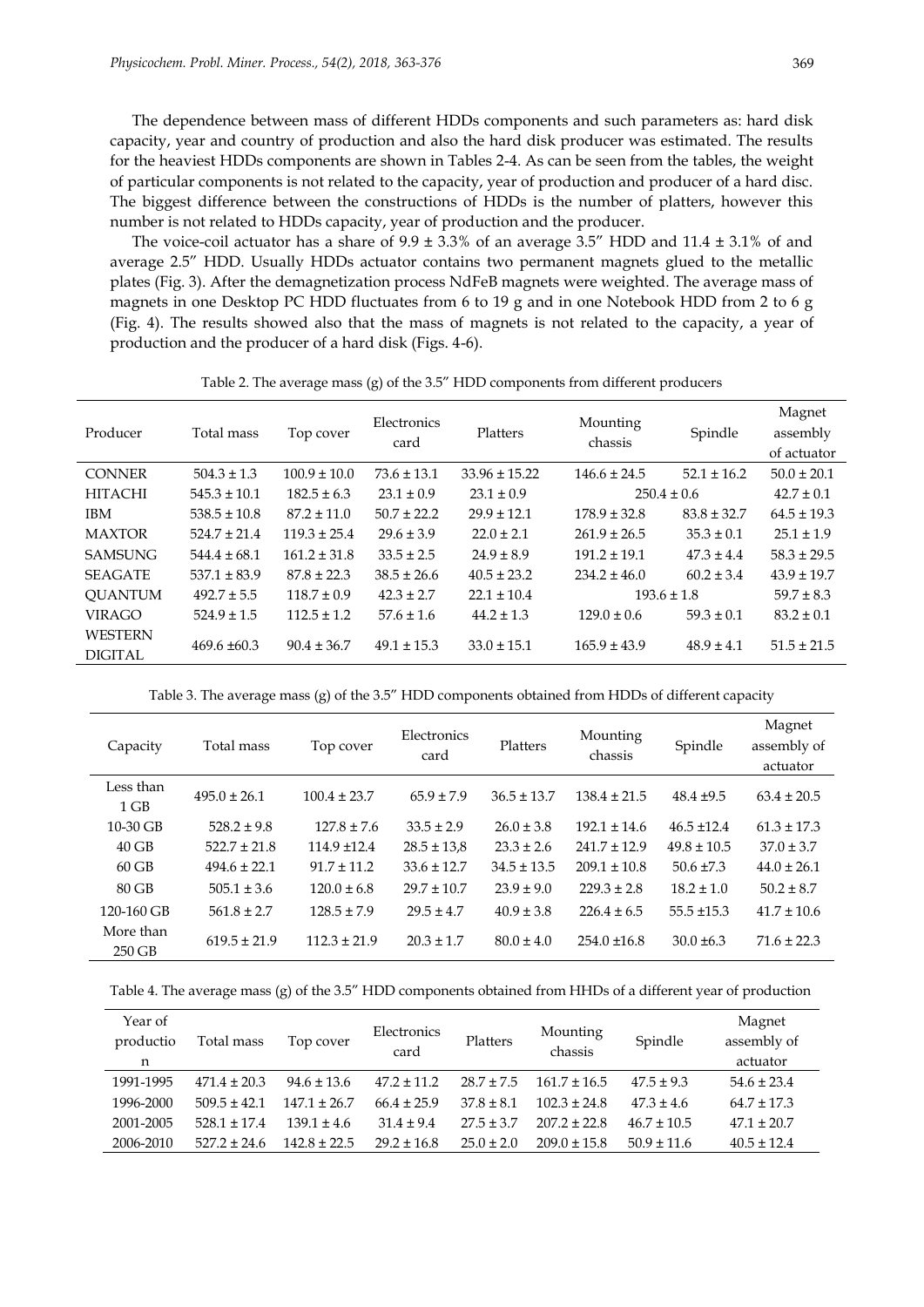The dependence between mass of different HDDs components and such parameters as: hard disk capacity, year and country of production and also the hard disk producer was estimated. The results for the heaviest HDDs components are shown in Tables 2-4. As can be seen from the tables, the weight of particular components is not related to the capacity, year of production and producer of a hard disc. The biggest difference between the constructions of HDDs is the number of platters, however this number is not related to HDDs capacity, year of production and the producer.

The voice-coil actuator has a share of 9.9 ± 3.3% of an average 3.5″ HDD and 11.4 ± 3.1% of and average 2.5″ HDD. Usually HDDs actuator contains two permanent magnets glued to the metallic plates (Fig. 3). After the demagnetization process NdFeB magnets were weighted. The average mass of magnets in one Desktop PC HDD fluctuates from 6 to 19 g and in one Notebook HDD from 2 to 6 g (Fig. 4). The results showed also that the mass of magnets is not related to the capacity, a year of production and the producer of a hard disk (Figs. 4-6).

Table 2. The average mass (g) of the 3.5″ HDD components from different producers

| Producer | Total mass | Top cover | Electronics card | Platters | Mounting chassis | Spindle | Magnet assembly of actuator |
|---|---|---|---|---|---|---|---|
| CONNER | 504.3 ± 1.3 | 100.9 ± 10.0 | 73.6 ± 13.1 | 33.96 ± 15.22 | 146.6 ± 24.5 | 52.1 ± 16.2 | 50.0 ± 20.1 |
| HITACHI | 545.3 ± 10.1 | 182.5 ± 6.3 | 23.1 ± 0.9 | 23.1 ± 0.9 | 250.4 ± 0.6 | | 42.7 ± 0.1 |
| IBM | 538.5 ± 10.8 | 87.2 ± 11.0 | 50.7 ± 22.2 | 29.9 ± 12.1 | 178.9 ± 32.8 | 83.8 ± 32.7 | 64.5 ± 19.3 |
| MAXTOR | 524.7 ± 21.4 | 119.3 ± 25.4 | 29.6 ± 3.9 | 22.0 ± 2.1 | 261.9 ± 26.5 | 35.3 ± 0.1 | 25.1 ± 1.9 |
| SAMSUNG | 544.4 ± 68.1 | 161.2 ± 31.8 | 33.5 ± 2.5 | 24.9 ± 8.9 | 191.2 ± 19.1 | 47.3 ± 4.4 | 58.3 ± 29.5 |
| SEAGATE | 537.1 ± 83.9 | 87.8 ± 22.3 | 38.5 ± 26.6 | 40.5 ± 23.2 | 234.2 ± 46.0 | 60.2 ± 3.4 | 43.9 ± 19.7 |
| QUANTUM | 492.7 ± 5.5 | 118.7 ± 0.9 | 42.3 ± 2.7 | 22.1 ± 10.4 | 193.6 ± 1.8 | | 59.7 ± 8.3 |
| VIRAGO | 524.9 ± 1.5 | 112.5 ± 1.2 | 57.6 ± 1.6 | 44.2 ± 1.3 | 129.0 ± 0.6 | 59.3 ± 0.1 | 83.2 ± 0.1 |
| WESTERN DIGITAL | 469.6 ±60.3 | 90.4 ± 36.7 | 49.1 ± 15.3 | 33.0 ± 15.1 | 165.9 ± 43.9 | 48.9 ± 4.1 | 51.5 ± 21.5 |

Table 3. The average mass (g) of the 3.5″ HDD components obtained from HDDs of different capacity

| Capacity | Total mass | Top cover | Electronics card | Platters | Mounting chassis | Spindle | Magnet assembly of actuator |
|---|---|---|---|---|---|---|---|
| Less than 1 GB | 495.0 ± 26.1 | 100.4 ± 23.7 | 65.9 ± 7.9 | 36.5 ± 13.7 | 138.4 ± 21.5 | 48.4 ±9.5 | 63.4 ± 20.5 |
| 10-30 GB | 528.2 ± 9.8 | 127.8 ± 7.6 | 33.5 ± 2.9 | 26.0 ± 3.8 | 192.1 ± 14.6 | 46.5 ±12.4 | 61.3 ± 17.3 |
| 40 GB | 522.7 ± 21.8 | 114.9 ±12.4 | 28.5 ± 13,8 | 23.3 ± 2.6 | 241.7 ± 12.9 | 49.8 ± 10.5 | 37.0 ± 3.7 |
| 60 GB | 494.6 ± 22.1 | 91.7 ± 11.2 | 33.6 ± 12.7 | 34.5 ± 13.5 | 209.1 ± 10.8 | 50.6 ±7.3 | 44.0 ± 26.1 |
| 80 GB | 505.1 ± 3.6 | 120.0 ± 6.8 | 29.7 ± 10.7 | 23.9 ± 9.0 | 229.3 ± 2.8 | 18.2 ± 1.0 | 50.2 ± 8.7 |
| 120-160 GB | 561.8 ± 2.7 | 128.5 ± 7.9 | 29.5 ± 4.7 | 40.9 ± 3.8 | 226.4 ± 6.5 | 55.5 ±15.3 | 41.7 ± 10.6 |
| More than 250 GB | 619.5 ± 21.9 | 112.3 ± 21.9 | 20.3 ± 1.7 | 80.0 ± 4.0 | 254.0 ±16.8 | 30.0 ±6.3 | 71.6 ± 22.3 |

Table 4. The average mass (g) of the 3.5″ HDD components obtained from HHDs of a different year of production

| Year of production | Total mass | Top cover | Electronics card | Platters | Mounting chassis | Spindle | Magnet assembly of actuator |
|---|---|---|---|---|---|---|---|
| 1991-1995 | 471.4 ± 20.3 | 94.6 ± 13.6 | 47.2 ± 11.2 | 28.7 ± 7.5 | 161.7 ± 16.5 | 47.5 ± 9.3 | 54.6 ± 23.4 |
| 1996-2000 | 509.5 ± 42.1 | 147.1 ± 26.7 | 66.4 ± 25.9 | 37.8 ± 8.1 | 102.3 ± 24.8 | 47.3 ± 4.6 | 64.7 ± 17.3 |
| 2001-2005 | 528.1 ± 17.4 | 139.1 ± 4.6 | 31.4 ± 9.4 | 27.5 ± 3.7 | 207.2 ± 22.8 | 46.7 ± 10.5 | 47.1 ± 20.7 |
| 2006-2010 | 527.2 ± 24.6 | 142.8 ± 22.5 | 29.2 ± 16.8 | 25.0 ± 2.0 | 209.0 ± 15.8 | 50.9 ± 11.6 | 40.5 ± 12.4 |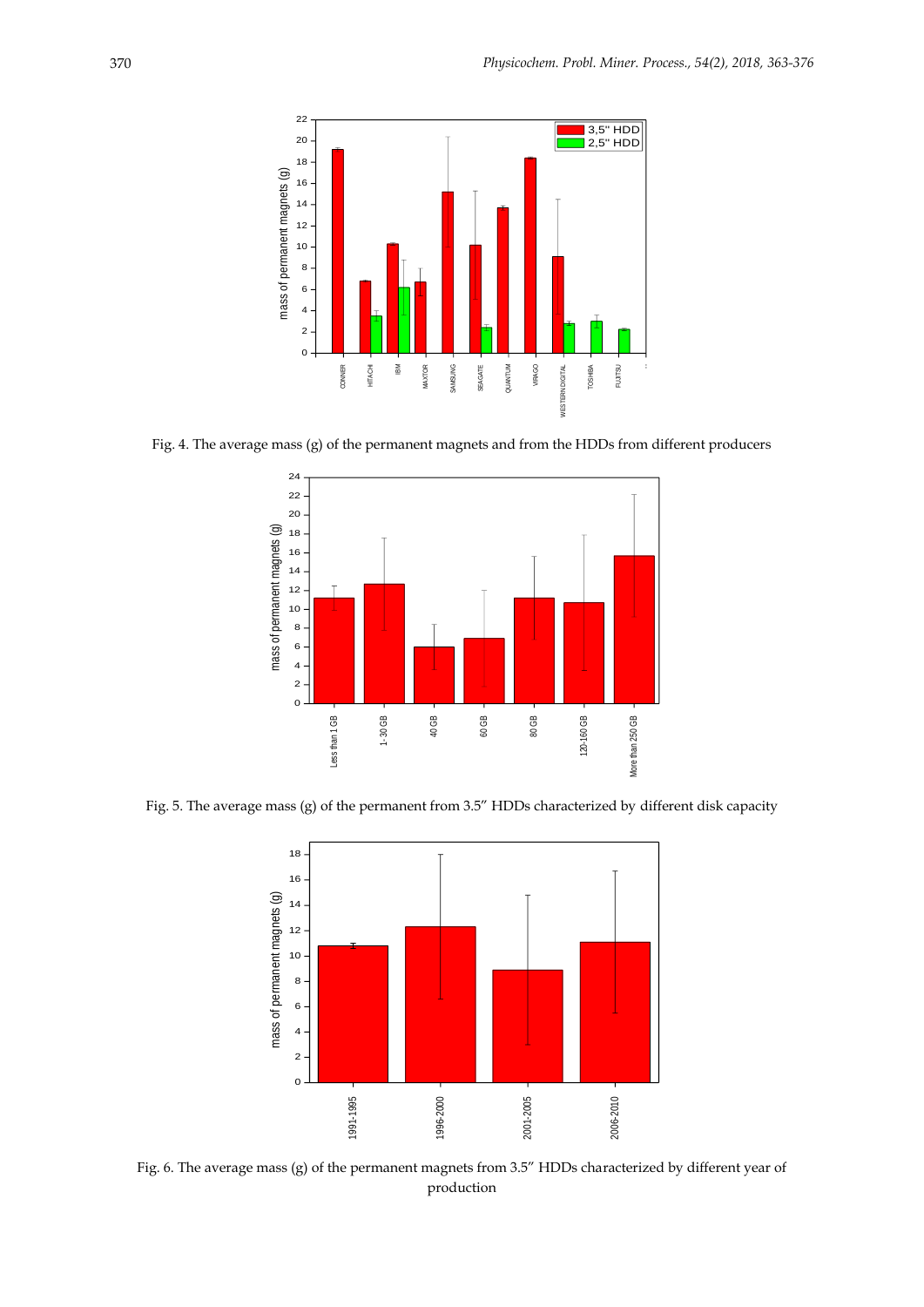Fig. 4. The average mass (g) of the permanent magnets and from the HDDs from different producers

Fig. 5. The average mass (g) of the permanent from 3.5″ HDDs characterized by different disk capacity

Fig. 6. The average mass (g) of the permanent magnets from 3.5″ HDDs characterized by different year of production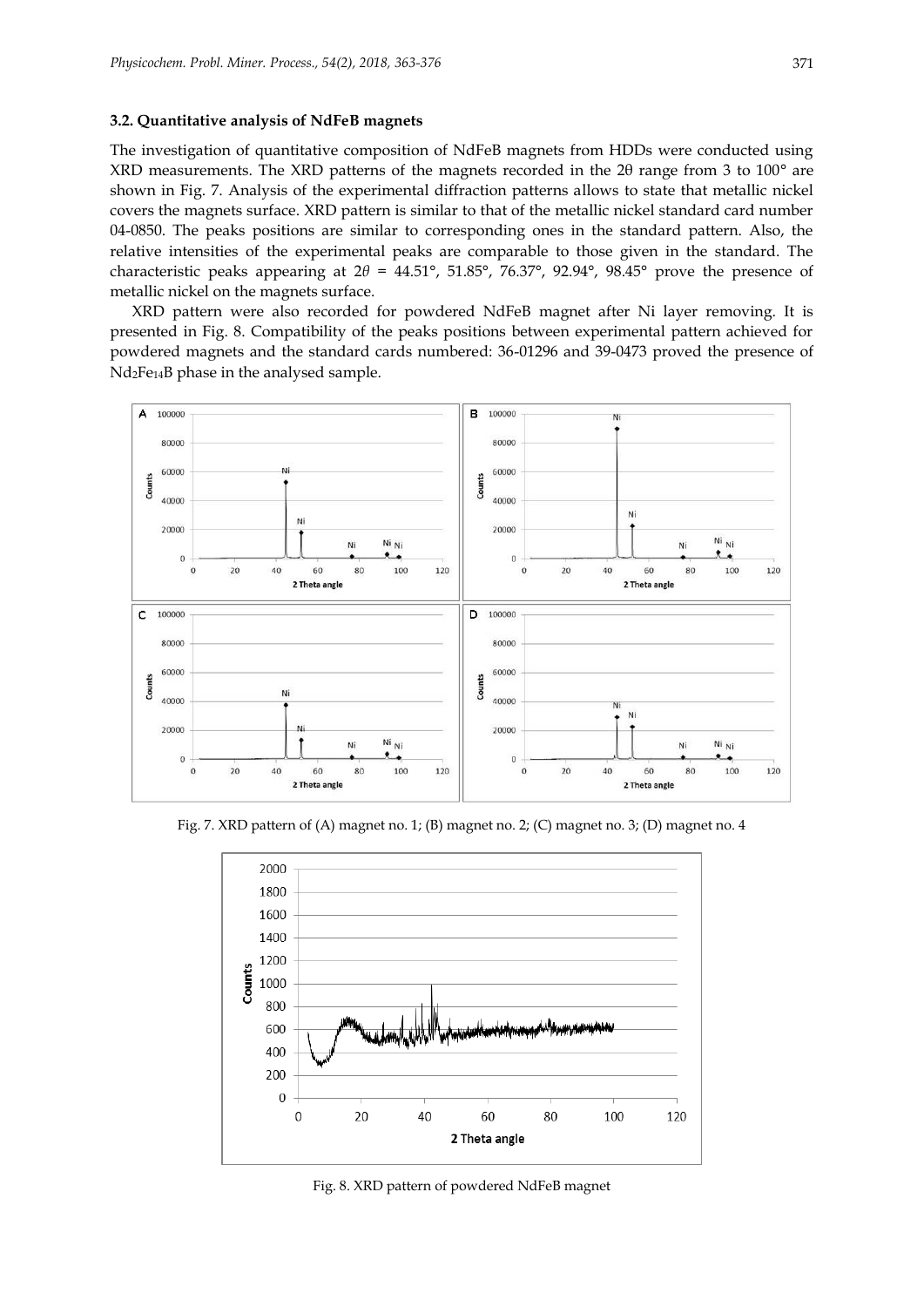### 3.2. Quantitative analysis of NdFeB magnets

The investigation of quantitative composition of NdFeB magnets from HDDs were conducted using XRD measurements. The XRD patterns of the magnets recorded in the 2θ range from 3 to 100° are shown in Fig. 7. Analysis of the experimental diffraction patterns allows to state that metallic nickel covers the magnets surface. XRD pattern is similar to that of the metallic nickel standard card number 04-0850. The peaks positions are similar to corresponding ones in the standard pattern. Also, the relative intensities of the experimental peaks are comparable to those given in the standard. The characteristic peaks appearing at $2\theta$ = 44.51°, 51.85°, 76.37°, 92.94°, 98.45° prove the presence of metallic nickel on the magnets surface.

XRD pattern were also recorded for powdered NdFeB magnet after Ni layer removing. It is presented in Fig. 8. Compatibility of the peaks positions between experimental pattern achieved for powdered magnets and the standard cards numbered: 36-01296 and 39-0473 proved the presence of $Nd_2Fe_{14}B$ phase in the analysed sample.

Fig. 7. XRD pattern of (A) magnet no. 1; (B) magnet no. 2; (C) magnet no. 3; (D) magnet no. 4

Fig. 8. XRD pattern of powdered NdFeB magnet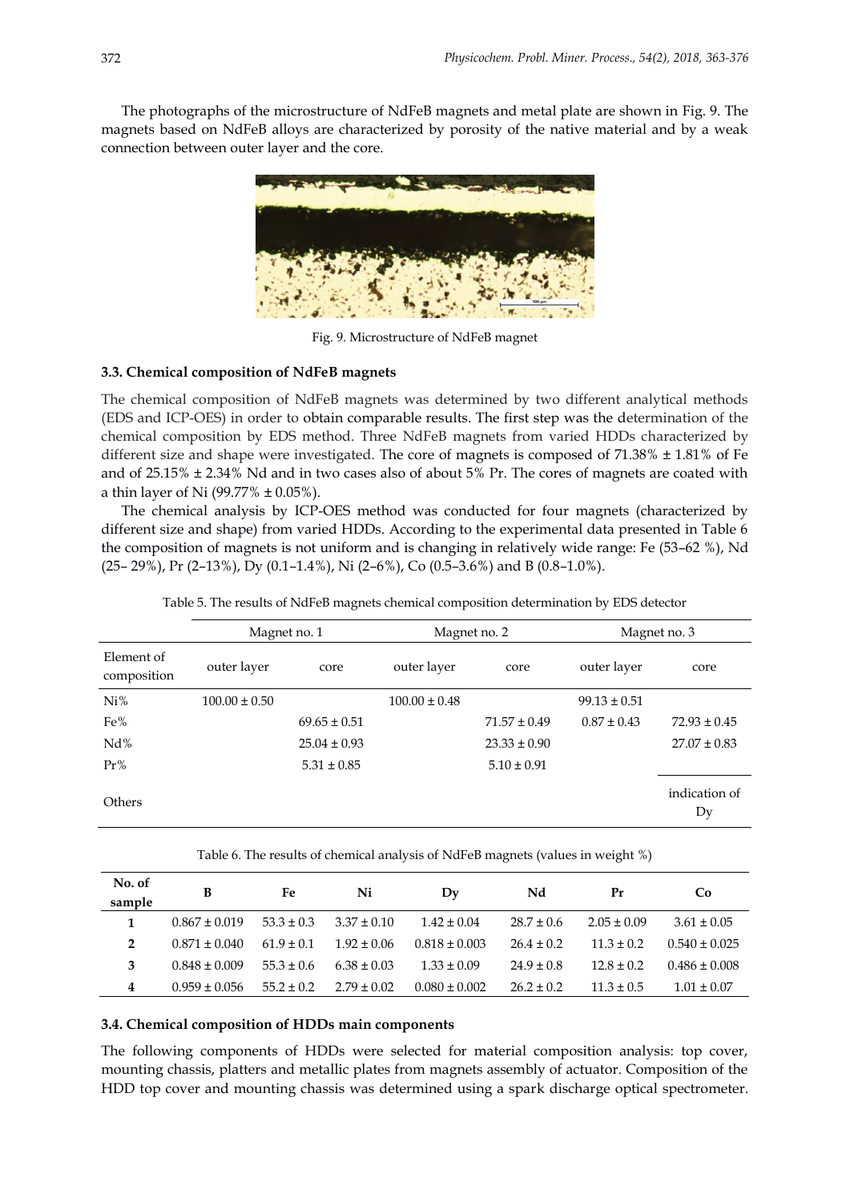The photographs of the microstructure of NdFeB magnets and metal plate are shown in Fig. 9. The magnets based on NdFeB alloys are characterized by porosity of the native material and by a weak connection between outer layer and the core.

Fig. 9. Microstructure of NdFeB magnet

### 3.3. Chemical composition of NdFeB magnets

The chemical composition of NdFeB magnets was determined by two different analytical methods (EDS and ICP-OES) in order to obtain comparable results. The first step was the determination of the chemical composition by EDS method. Three NdFeB magnets from varied HDDs characterized by different size and shape were investigated. The core of magnets is composed of 71.38% ± 1.81% of Fe and of 25.15% ± 2.34% Nd and in two cases also of about 5% Pr. The cores of magnets are coated with a thin layer of Ni (99.77% ± 0.05%).

The chemical analysis by ICP-OES method was conducted for four magnets (characterized by different size and shape) from varied HDDs. According to the experimental data presented in Table 6 the composition of magnets is not uniform and is changing in relatively wide range: Fe (53–62 %), Nd (25– 29%), Pr (2–13%), Dy (0.1–1.4%), Ni (2–6%), Co (0.5–3.6%) and B (0.8–1.0%).

Table 5. The results of NdFeB magnets chemical composition determination by EDS detector

| | Magnet no. 1 | | Magnet no. 2 | | Magnet no. 3 | |
|---|---|---|---|---|---|---|
| Element of composition | outer layer | core | outer layer | core | outer layer | core |
| Ni% | 100.00 ± 0.50 | | 100.00 ± 0.48 | | 99.13 ± 0.51 | |
| Fe% | | 69.65 ± 0.51 | | 71.57 ± 0.49 | 0.87 ± 0.43 | 72.93 ± 0.45 |
| Nd% | | 25.04 ± 0.93 | | 23.33 ± 0.90 | | 27.07 ± 0.83 |
| Pr% | | 5.31 ± 0.85 | | 5.10 ± 0.91 | | |
| Others | | | | | | indication of Dy |

Table 6. The results of chemical analysis of NdFeB magnets (values in weight %)

| No. of sample | B | Fe | Ni | Dy | Nd | Pr | Co |
|---|---|---|---|---|---|---|---|
| **1** | 0.867 ± 0.019 | 53.3 ± 0.3 | 3.37 ± 0.10 | 1.42 ± 0.04 | 28.7 ± 0.6 | 2.05 ± 0.09 | 3.61 ± 0.05 |
| **2** | 0.871 ± 0.040 | 61.9 ± 0.1 | 1.92 ± 0.06 | 0.818 ± 0.003 | 26.4 ± 0.2 | 11.3 ± 0.2 | 0.540 ± 0.025 |
| **3** | 0.848 ± 0.009 | 55.3 ± 0.6 | 6.38 ± 0.03 | 1.33 ± 0.09 | 24.9 ± 0.8 | 12.8 ± 0.2 | 0.486 ± 0.008 |
| **4** | 0.959 ± 0.056 | 55.2 ± 0.2 | 2.79 ± 0.02 | 0.080 ± 0.002 | 26.2 ± 0.2 | 11.3 ± 0.5 | 1.01 ± 0.07 |

### 3.4. Chemical composition of HDDs main components

The following components of HDDs were selected for material composition analysis: top cover, mounting chassis, platters and metallic plates from magnets assembly of actuator. Composition of the HDD top cover and mounting chassis was determined using a spark discharge optical spectrometer.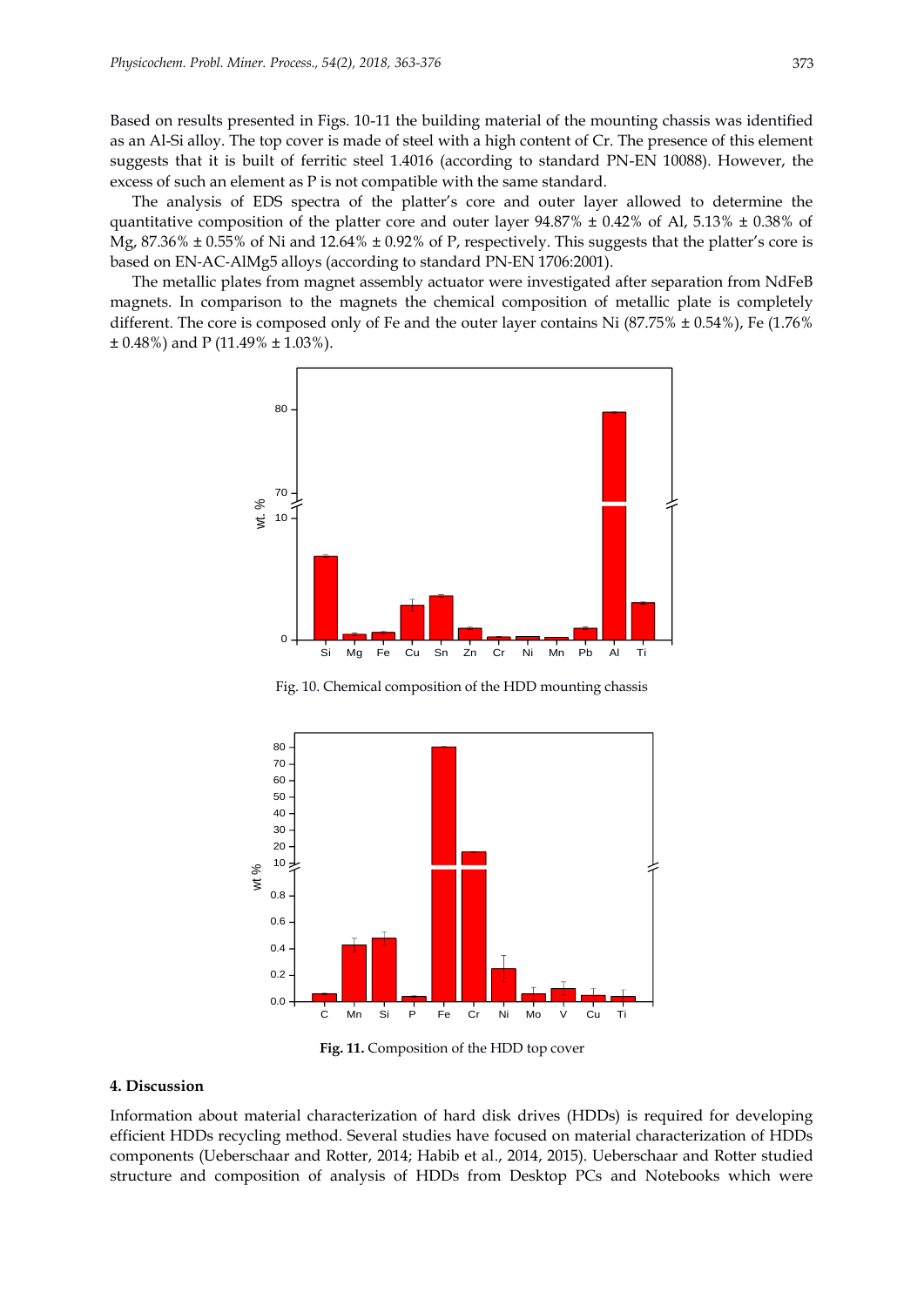Based on results presented in Figs. 10-11 the building material of the mounting chassis was identified as an Al-Si alloy. The top cover is made of steel with a high content of Cr. The presence of this element suggests that it is built of ferritic steel 1.4016 (according to standard PN-EN 10088). However, the excess of such an element as P is not compatible with the same standard.

The analysis of EDS spectra of the platter's core and outer layer allowed to determine the quantitative composition of the platter core and outer layer 94.87% ± 0.42% of Al, 5.13% ± 0.38% of Mg, 87.36% ± 0.55% of Ni and 12.64% ± 0.92% of P, respectively. This suggests that the platter's core is based on EN-AC-AlMg5 alloys (according to standard PN-EN 1706:2001).

The metallic plates from magnet assembly actuator were investigated after separation from NdFeB magnets. In comparison to the magnets the chemical composition of metallic plate is completely different. The core is composed only of Fe and the outer layer contains Ni (87.75% ± 0.54%), Fe (1.76% ± 0.48%) and P (11.49% ± 1.03%).

Fig. 10. Chemical composition of the HDD mounting chassis

**Fig. 11.** Composition of the HDD top cover

## 4. Discussion

Information about material characterization of hard disk drives (HDDs) is required for developing efficient HDDs recycling method. Several studies have focused on material characterization of HDDs components (Ueberschaar and Rotter, 2014; Habib et al., 2014, 2015). Ueberschaar and Rotter studied structure and composition of analysis of HDDs from Desktop PCs and Notebooks which were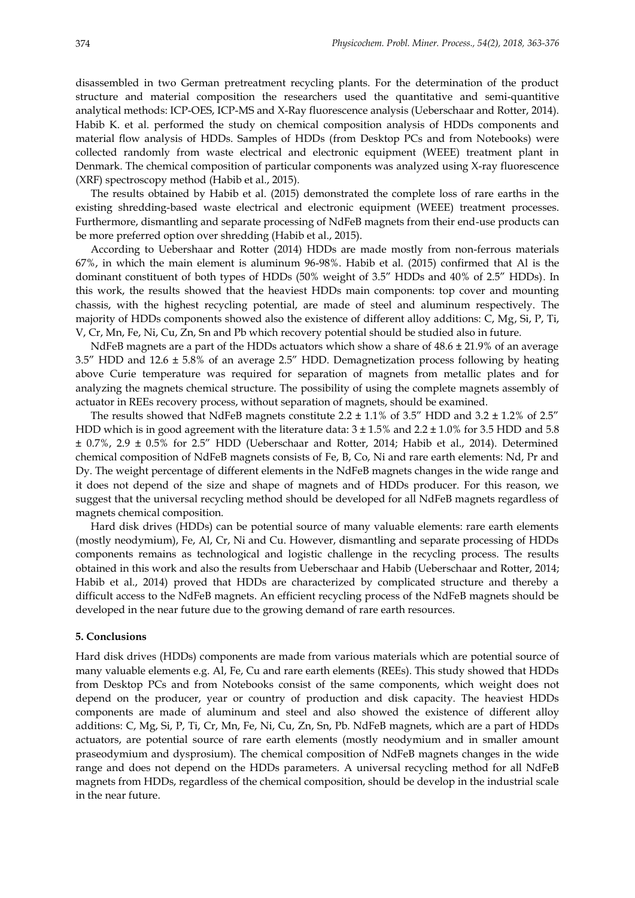disassembled in two German pretreatment recycling plants. For the determination of the product structure and material composition the researchers used the quantitative and semi-quantitive analytical methods: ICP-OES, ICP-MS and X-Ray fluorescence analysis (Ueberschaar and Rotter, 2014). Habib K. et al. performed the study on chemical composition analysis of HDDs components and material flow analysis of HDDs. Samples of HDDs (from Desktop PCs and from Notebooks) were collected randomly from waste electrical and electronic equipment (WEEE) treatment plant in Denmark. The chemical composition of particular components was analyzed using X-ray fluorescence (XRF) spectroscopy method (Habib et al., 2015).

The results obtained by Habib et al. (2015) demonstrated the complete loss of rare earths in the existing shredding-based waste electrical and electronic equipment (WEEE) treatment processes. Furthermore, dismantling and separate processing of NdFeB magnets from their end-use products can be more preferred option over shredding (Habib et al., 2015).

According to Uebershaar and Rotter (2014) HDDs are made mostly from non-ferrous materials 67%, in which the main element is aluminum 96-98%. Habib et al. (2015) confirmed that Al is the dominant constituent of both types of HDDs (50% weight of 3.5″ HDDs and 40% of 2.5″ HDDs). In this work, the results showed that the heaviest HDDs main components: top cover and mounting chassis, with the highest recycling potential, are made of steel and aluminum respectively. The majority of HDDs components showed also the existence of different alloy additions: C, Mg, Si, P, Ti, V, Cr, Mn, Fe, Ni, Cu, Zn, Sn and Pb which recovery potential should be studied also in future.

NdFeB magnets are a part of the HDDs actuators which show a share of 48.6 ± 21.9% of an average 3.5″ HDD and 12.6 ± 5.8% of an average 2.5″ HDD. Demagnetization process following by heating above Curie temperature was required for separation of magnets from metallic plates and for analyzing the magnets chemical structure. The possibility of using the complete magnets assembly of actuator in REEs recovery process, without separation of magnets, should be examined.

The results showed that NdFeB magnets constitute 2.2 ± 1.1% of 3.5″ HDD and 3.2 ± 1.2% of 2.5″ HDD which is in good agreement with the literature data: 3 ± 1.5% and 2.2 ± 1.0% for 3.5 HDD and 5.8 ± 0.7%, 2.9 ± 0.5% for 2.5″ HDD (Ueberschaar and Rotter, 2014; Habib et al., 2014). Determined chemical composition of NdFeB magnets consists of Fe, B, Co, Ni and rare earth elements: Nd, Pr and Dy. The weight percentage of different elements in the NdFeB magnets changes in the wide range and it does not depend of the size and shape of magnets and of HDDs producer. For this reason, we suggest that the universal recycling method should be developed for all NdFeB magnets regardless of magnets chemical composition.

Hard disk drives (HDDs) can be potential source of many valuable elements: rare earth elements (mostly neodymium), Fe, Al, Cr, Ni and Cu. However, dismantling and separate processing of HDDs components remains as technological and logistic challenge in the recycling process. The results obtained in this work and also the results from Ueberschaar and Habib (Ueberschaar and Rotter, 2014; Habib et al., 2014) proved that HDDs are characterized by complicated structure and thereby a difficult access to the NdFeB magnets. An efficient recycling process of the NdFeB magnets should be developed in the near future due to the growing demand of rare earth resources.

## 5. Conclusions

Hard disk drives (HDDs) components are made from various materials which are potential source of many valuable elements e.g. Al, Fe, Cu and rare earth elements (REEs). This study showed that HDDs from Desktop PCs and from Notebooks consist of the same components, which weight does not depend on the producer, year or country of production and disk capacity. The heaviest HDDs components are made of aluminum and steel and also showed the existence of different alloy additions: C, Mg, Si, P, Ti, Cr, Mn, Fe, Ni, Cu, Zn, Sn, Pb. NdFeB magnets, which are a part of HDDs actuators, are potential source of rare earth elements (mostly neodymium and in smaller amount praseodymium and dysprosium). The chemical composition of NdFeB magnets changes in the wide range and does not depend on the HDDs parameters. A universal recycling method for all NdFeB magnets from HDDs, regardless of the chemical composition, should be develop in the industrial scale in the near future.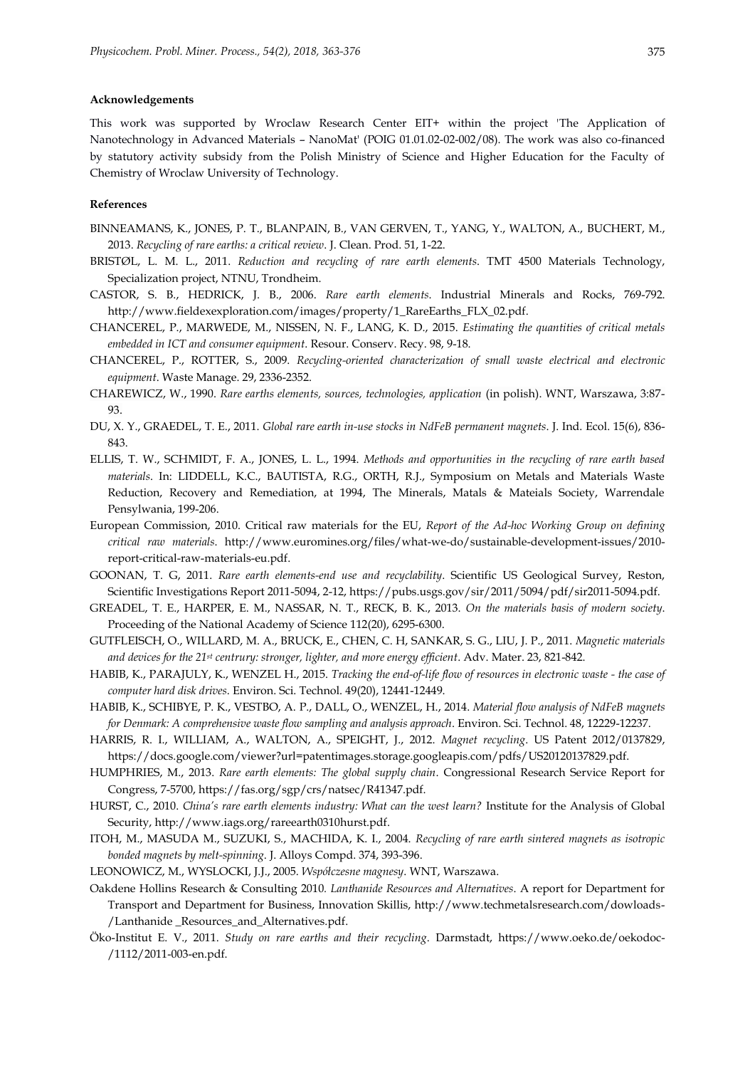#### Acknowledgements

This work was supported by Wroclaw Research Center EIT+ within the project 'The Application of Nanotechnology in Advanced Materials – NanoMat' (POIG 01.01.02-02-002/08). The work was also co-financed by statutory activity subsidy from the Polish Ministry of Science and Higher Education for the Faculty of Chemistry of Wroclaw University of Technology.

#### References

BINNEAMANS, K., JONES, P. T., BLANPAIN, B., VAN GERVEN, T., YANG, Y., WALTON, A., BUCHERT, M., 2013. *Recycling of rare earths: a critical review*. J. Clean. Prod. 51, 1-22.

BRISTØL, L. M. L., 2011. *Reduction and recycling of rare earth elements*. TMT 4500 Materials Technology, Specialization project, NTNU, Trondheim.

CASTOR, S. B., HEDRICK, J. B., 2006. *Rare earth elements.* Industrial Minerals and Rocks, 769-792. http://www.fieldexexploration.com/images/property/1_RareEarths_FLX_02.pdf.

CHANCEREL, P., MARWEDE, M., NISSEN, N. F., LANG, K. D., 2015. *Estimating the quantities of critical metals embedded in ICT and consumer equipment.* Resour. Conserv. Recy. 98, 9-18.

CHANCEREL, P., ROTTER, S., 2009. *Recycling-oriented characterization of small waste electrical and electronic equipment*. Waste Manage. 29, 2336-2352.

CHAREWICZ, W., 1990. *Rare earths elements, sources, technologies, application* (in polish). WNT, Warszawa, 3:87-93.

DU, X. Y., GRAEDEL, T. E., 2011. *Global rare earth in-use stocks in NdFeB permanent magnets*. J. Ind. Ecol. 15(6), 836-843.

ELLIS, T. W., SCHMIDT, F. A., JONES, L. L., 1994. *Methods and opportunities in the recycling of rare earth based materials*. In: LIDDELL, K.C., BAUTISTA, R.G., ORTH, R.J., Symposium on Metals and Materials Waste Reduction, Recovery and Remediation, at 1994, The Minerals, Matals & Mateials Society, Warrendale Pensylwania, 199-206.

European Commission, 2010. Critical raw materials for the EU, *Report of the Ad-hoc Working Group on defining critical raw materials.* http://www.euromines.org/files/what-we-do/sustainable-development-issues/2010-report-critical-raw-materials-eu.pdf.

GOONAN, T. G, 2011. *Rare earth elements-end use and recyclability*. Scientific US Geological Survey, Reston, Scientific Investigations Report 2011-5094, 2-12, https://pubs.usgs.gov/sir/2011/5094/pdf/sir2011-5094.pdf.

GREADEL, T. E., HARPER, E. M., NASSAR, N. T., RECK, B. K., 2013. *On the materials basis of modern society.* Proceeding of the National Academy of Science 112(20), 6295-6300.

GUTFLEISCH, O., WILLARD, M. A., BRUCK, E., CHEN, C. H, SANKAR, S. G., LIU, J. P., 2011. *Magnetic materials and devices for the 21st centrury: stronger, lighter, and more energy efficient*. Adv. Mater. 23, 821-842.

HABIB, K., PARAJULY, K., WENZEL H., 2015. *Tracking the end-of-life flow of resources in electronic waste - the case of computer hard disk drives*. Environ. Sci. Technol. 49(20), 12441-12449.

HABIB, K., SCHIBYE, P. K., VESTBO, A. P., DALL, O., WENZEL, H., 2014. *Material flow analysis of NdFeB magnets for Denmark: A comprehensive waste flow sampling and analysis approach*. Environ. Sci. Technol. 48, 12229-12237.

HARRIS, R. I., WILLIAM, A., WALTON, A., SPEIGHT, J., 2012. *Magnet recycling*. US Patent 2012/0137829, https://docs.google.com/viewer?url=patentimages.storage.googleapis.com/pdfs/US20120137829.pdf.

HUMPHRIES, M., 2013. *Rare earth elements: The global supply chain*. Congressional Research Service Report for Congress, 7-5700, https://fas.org/sgp/crs/natsec/R41347.pdf.

HURST, C., 2010. *China's rare earth elements industry: What can the west learn?* Institute for the Analysis of Global Security, http://www.iags.org/rareearth0310hurst.pdf.

ITOH, M., MASUDA M., SUZUKI, S., MACHIDA, K. I., 2004. *Recycling of rare earth sintered magnets as isotropic bonded magnets by melt-spinning.* J. Alloys Compd. 374, 393-396.

LEONOWICZ, M., WYSLOCKI, J.J., 2005. *Współczesne magnesy*. WNT, Warszawa.

Oakdene Hollins Research & Consulting 2010. *Lanthanide Resources and Alternatives*. A report for Department for Transport and Department for Business, Innovation Skillis, http://www.techmetalsresearch.com/dowloads-/Lanthanide _Resources_and_Alternatives.pdf.

Öko-Institut E. V., 2011. *Study on rare earths and their recycling*. Darmstadt, https://www.oeko.de/oekodoc-/1112/2011-003-en.pdf.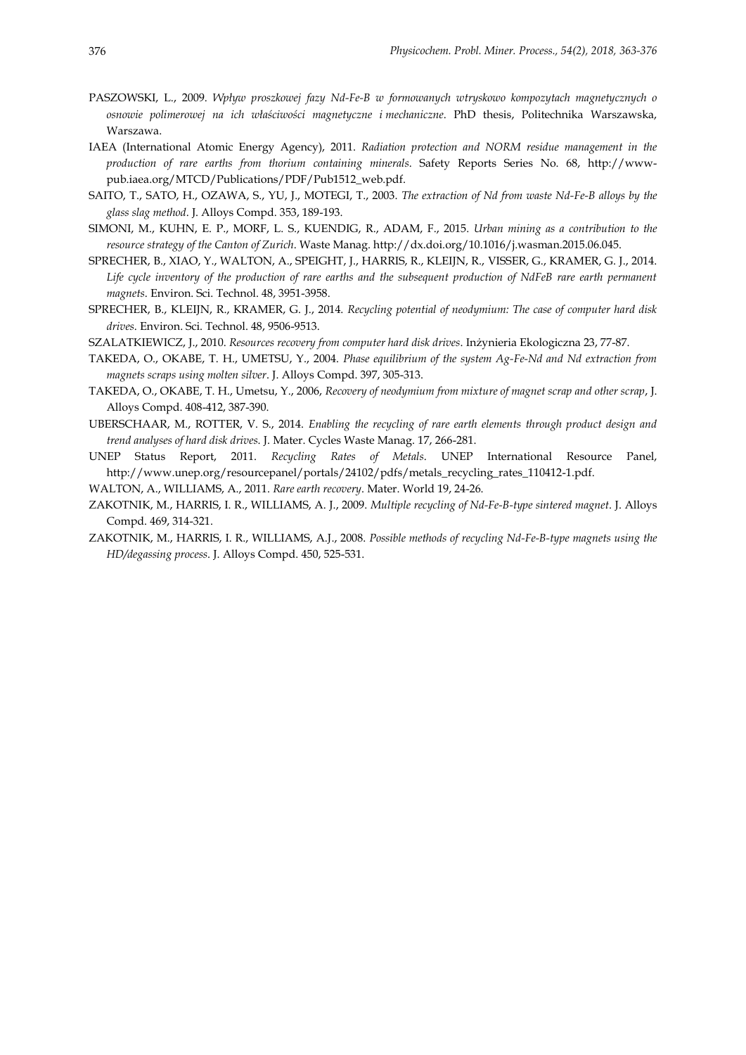PASZOWSKI, L., 2009. *Wpływ proszkowej fazy Nd-Fe-B w formowanych wtryskowo kompozytach magnetycznych o osnowie polimerowej na ich właściwości magnetyczne i mechaniczne*. PhD thesis, Politechnika Warszawska, Warszawa.

IAEA (International Atomic Energy Agency), 2011. *Radiation protection and NORM residue management in the production of rare earths from thorium containing minerals*. Safety Reports Series No. 68, http://www-pub.iaea.org/MTCD/Publications/PDF/Pub1512_web.pdf.

SAITO, T., SATO, H., OZAWA, S., YU, J., MOTEGI, T., 2003. *The extraction of Nd from waste Nd-Fe-B alloys by the glass slag method*. J. Alloys Compd. 353, 189-193.

SIMONI, M., KUHN, E. P., MORF, L. S., KUENDIG, R., ADAM, F., 2015. *Urban mining as a contribution to the resource strategy of the Canton of Zurich*. Waste Manag. http://dx.doi.org/10.1016/j.wasman.2015.06.045.

SPRECHER, B., XIAO, Y., WALTON, A., SPEIGHT, J., HARRIS, R., KLEIJN, R., VISSER, G., KRAMER, G. J., 2014. *Life cycle inventory of the production of rare earths and the subsequent production of NdFeB rare earth permanent magnets*. Environ. Sci. Technol. 48, 3951-3958.

SPRECHER, B., KLEIJN, R., KRAMER, G. J., 2014. *Recycling potential of neodymium: The case of computer hard disk drives*. Environ. Sci. Technol. 48, 9506-9513.

SZALATKIEWICZ, J., 2010. *Resources recovery from computer hard disk drives*. Inżynieria Ekologiczna 23, 77-87.

TAKEDA, O., OKABE, T. H., UMETSU, Y., 2004. *Phase equilibrium of the system Ag-Fe-Nd and Nd extraction from magnets scraps using molten silver*. J. Alloys Compd. 397, 305-313.

TAKEDA, O., OKABE, T. H., Umetsu, Y., 2006, *Recovery of neodymium from mixture of magnet scrap and other scrap*, J. Alloys Compd. 408-412, 387-390.

UBERSCHAAR, M., ROTTER, V. S., 2014. *Enabling the recycling of rare earth elements through product design and trend analyses of hard disk drives.* J. Mater. Cycles Waste Manag. 17, 266-281.

UNEP Status Report, 2011. *Recycling Rates of Metals*. UNEP International Resource Panel, http://www.unep.org/resourcepanel/portals/24102/pdfs/metals_recycling_rates_110412-1.pdf.

WALTON, A., WILLIAMS, A., 2011. *Rare earth recovery*. Mater. World 19, 24-26.

ZAKOTNIK, M., HARRIS, I. R., WILLIAMS, A. J., 2009. *Multiple recycling of Nd-Fe-B-type sintered magnet*. J. Alloys Compd. 469, 314-321.

ZAKOTNIK, M., HARRIS, I. R., WILLIAMS, A.J., 2008. *Possible methods of recycling Nd-Fe-B-type magnets using the HD/degassing process*. J. Alloys Compd. 450, 525-531.